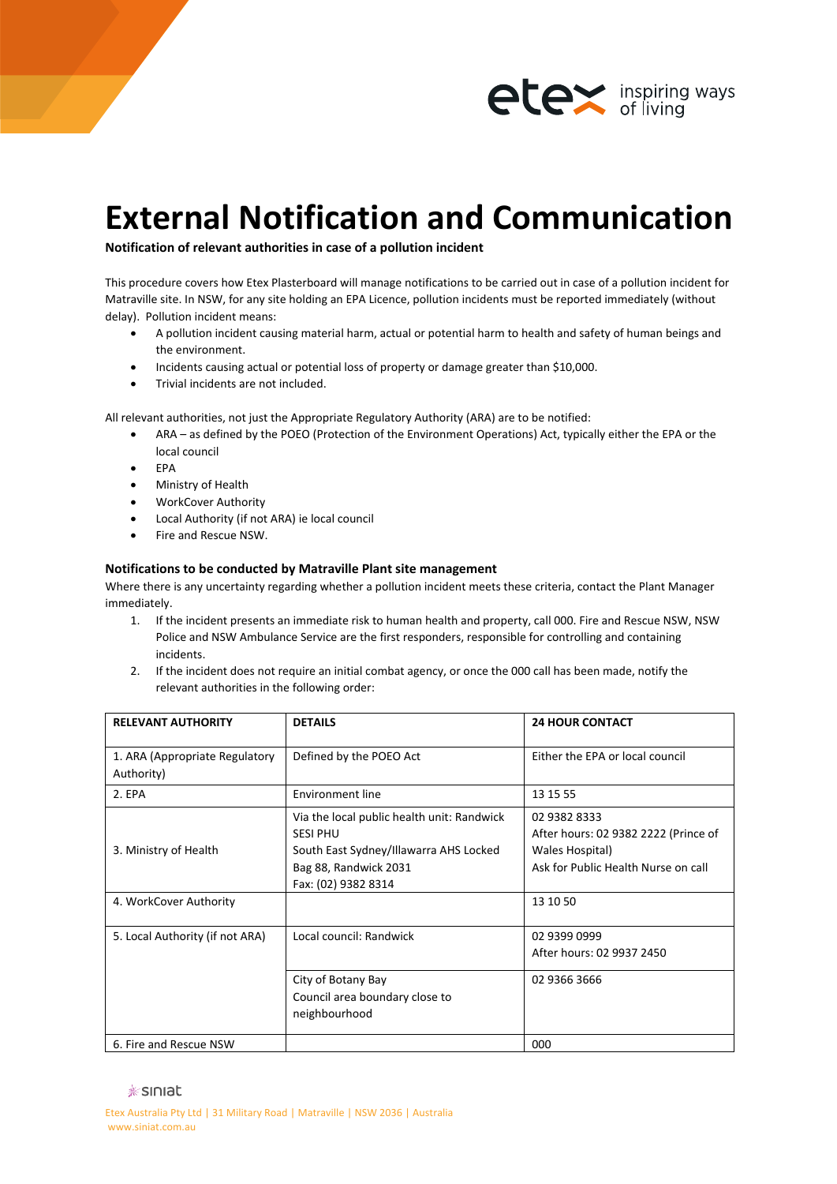# External Notification and Communication

**Notification of relevant authorities in case of a pollution incident**

This procedure covers how Etex Plasterboard will manage notifications to be carried out in case of a pollution incident for Matraville site. In NSW, for any site holding an EPA Licence, pollution incidents must be reported immediately (without delay). Pollution incident means:

- A pollution incident causing material harm, actual or potential harm to health and safety of human beings and the environment.
- Incidents causing actual or potential loss of property or damage greater than $10,000.
- Trivial incidents are not included.

All relevant authorities, not just the Appropriate Regulatory Authority (ARA) are to be notified:

- ARA – as defined by the POEO (Protection of the Environment Operations) Act, typically either the EPA or the local council
- EPA
- Ministry of Health
- WorkCover Authority
- Local Authority (if not ARA) ie local council
- Fire and Rescue NSW.

### Notifications to be conducted by Matraville Plant site management

Where there is any uncertainty regarding whether a pollution incident meets these criteria, contact the Plant Manager immediately.

1. If the incident presents an immediate risk to human health and property, call 000. Fire and Rescue NSW, NSW Police and NSW Ambulance Service are the first responders, responsible for controlling and containing incidents.
2. If the incident does not require an initial combat agency, or once the 000 call has been made, notify the relevant authorities in the following order:

| RELEVANT AUTHORITY | DETAILS | 24 HOUR CONTACT |
|---|---|---|
| 1. ARA (Appropriate Regulatory Authority) | Defined by the POEO Act | Either the EPA or local council |
| 2. EPA | Environment line | 13 15 55 |
| 3. Ministry of Health | Via the local public health unit: Randwick SESI PHU<br>South East Sydney/Illawarra AHS Locked Bag 88, Randwick 2031<br>Fax: (02) 9382 8314 | 02 9382 8333<br>After hours: 02 9382 2222 (Prince of Wales Hospital)<br>Ask for Public Health Nurse on call |
| 4. WorkCover Authority | | 13 10 50 |
| 5. Local Authority (if not ARA) | Local council: Randwick | 02 9399 0999<br>After hours: 02 9937 2450 |
| | City of Botany Bay<br>Council area boundary close to neighbourhood | 02 9366 3666 |
| 6. Fire and Rescue NSW | | 000 |

siniat

Etex Australia Pty Ltd | 31 Military Road | Matraville | NSW 2036 | Australia
www.siniat.com.au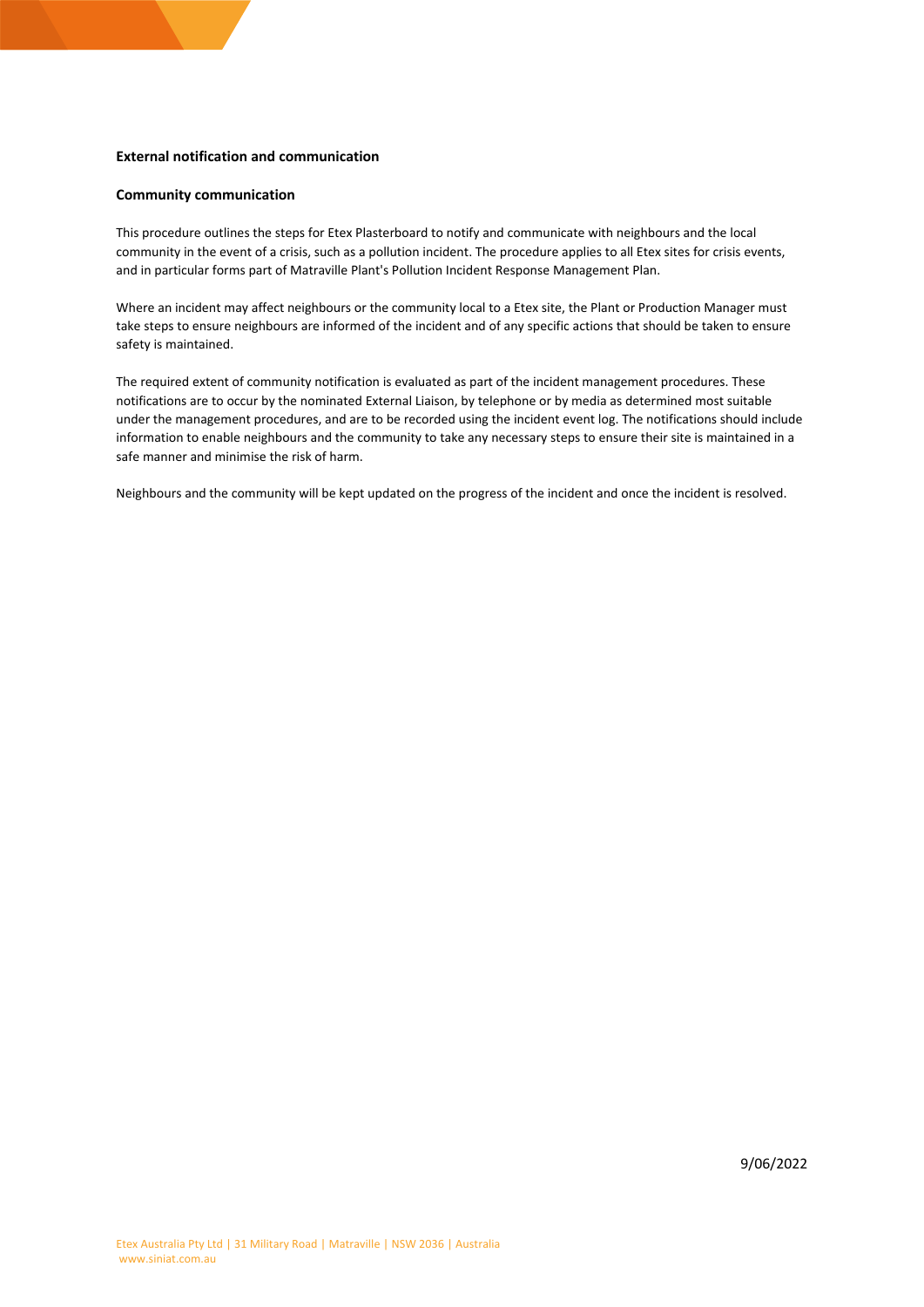**External notification and communication**

**Community communication**

This procedure outlines the steps for Etex Plasterboard to notify and communicate with neighbours and the local community in the event of a crisis, such as a pollution incident. The procedure applies to all Etex sites for crisis events, and in particular forms part of Matraville Plant's Pollution Incident Response Management Plan.

Where an incident may affect neighbours or the community local to a Etex site, the Plant or Production Manager must take steps to ensure neighbours are informed of the incident and of any specific actions that should be taken to ensure safety is maintained.

The required extent of community notification is evaluated as part of the incident management procedures. These notifications are to occur by the nominated External Liaison, by telephone or by media as determined most suitable under the management procedures, and are to be recorded using the incident event log. The notifications should include information to enable neighbours and the community to take any necessary steps to ensure their site is maintained in a safe manner and minimise the risk of harm.

Neighbours and the community will be kept updated on the progress of the incident and once the incident is resolved.

9/06/2022